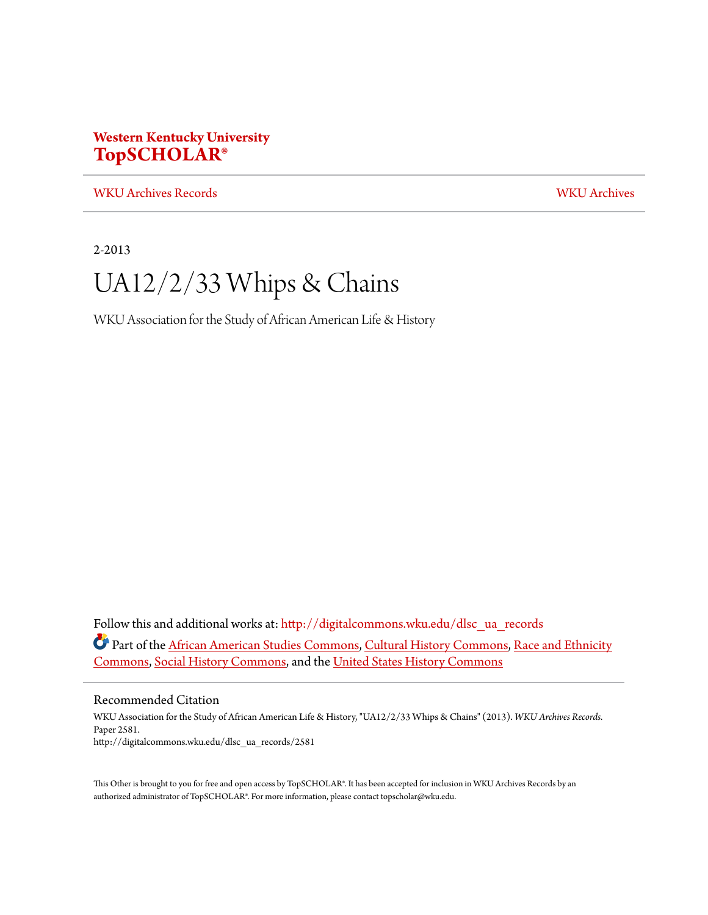**Western Kentucky University**
**TopSCHOLAR®**

WKU Archives Records | WKU Archives

2-2013

# UA12/2/33 Whips & Chains

WKU Association for the Study of African American Life & History

Follow this and additional works at: http://digitalcommons.wku.edu/dlsc_ua_records

Part of the African American Studies Commons, Cultural History Commons, Race and Ethnicity Commons, Social History Commons, and the United States History Commons

## Recommended Citation

WKU Association for the Study of African American Life & History, "UA12/2/33 Whips & Chains" (2013). *WKU Archives Records.* Paper 2581.
http://digitalcommons.wku.edu/dlsc_ua_records/2581

This Other is brought to you for free and open access by TopSCHOLAR®. It has been accepted for inclusion in WKU Archives Records by an authorized administrator of TopSCHOLAR®. For more information, please contact topscholar@wku.edu.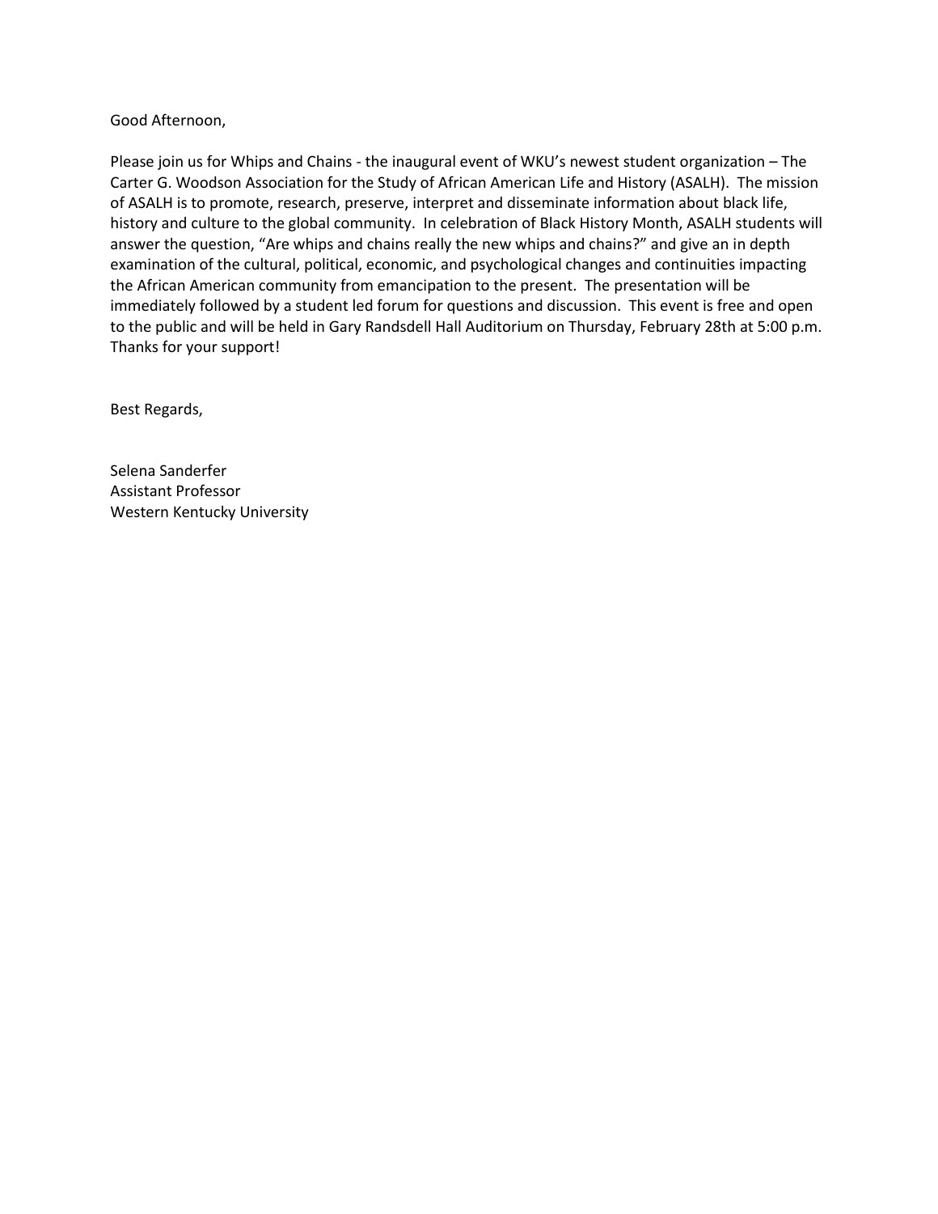Good Afternoon,

Please join us for Whips and Chains - the inaugural event of WKU's newest student organization – The Carter G. Woodson Association for the Study of African American Life and History (ASALH). The mission of ASALH is to promote, research, preserve, interpret and disseminate information about black life, history and culture to the global community. In celebration of Black History Month, ASALH students will answer the question, "Are whips and chains really the new whips and chains?" and give an in depth examination of the cultural, political, economic, and psychological changes and continuities impacting the African American community from emancipation to the present. The presentation will be immediately followed by a student led forum for questions and discussion. This event is free and open to the public and will be held in Gary Randsdell Hall Auditorium on Thursday, February 28th at 5:00 p.m. Thanks for your support!

Best Regards,

Selena Sanderfer  
Assistant Professor  
Western Kentucky University